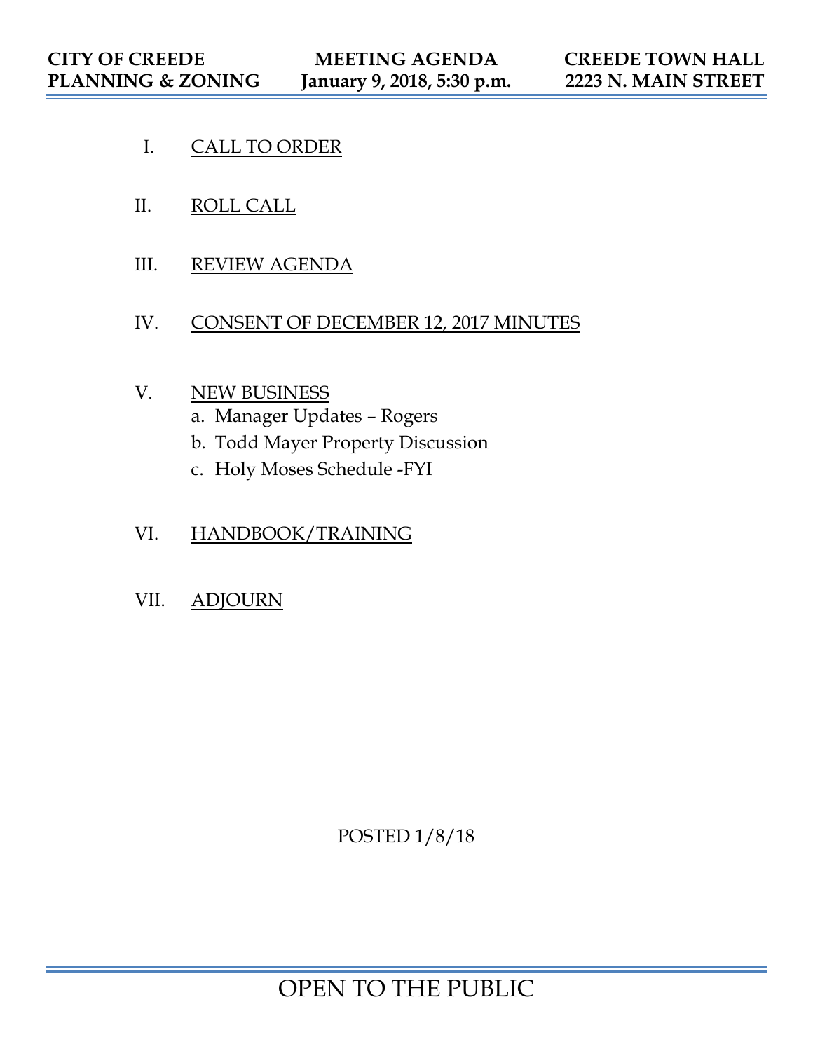**CITY OF CREEDE**
**PLANNING & ZONING**

**MEETING AGENDA**
**January 9, 2018, 5:30 p.m.**

**CREEDE TOWN HALL**
**2223 N. MAIN STREET**

I. CALL TO ORDER

II. ROLL CALL

III. REVIEW AGENDA

IV. CONSENT OF DECEMBER 12, 2017 MINUTES

V. NEW BUSINESS
   a. Manager Updates – Rogers
   b. Todd Mayer Property Discussion
   c. Holy Moses Schedule -FYI

VI. HANDBOOK/TRAINING

VII. ADJOURN

POSTED 1/8/18

OPEN TO THE PUBLIC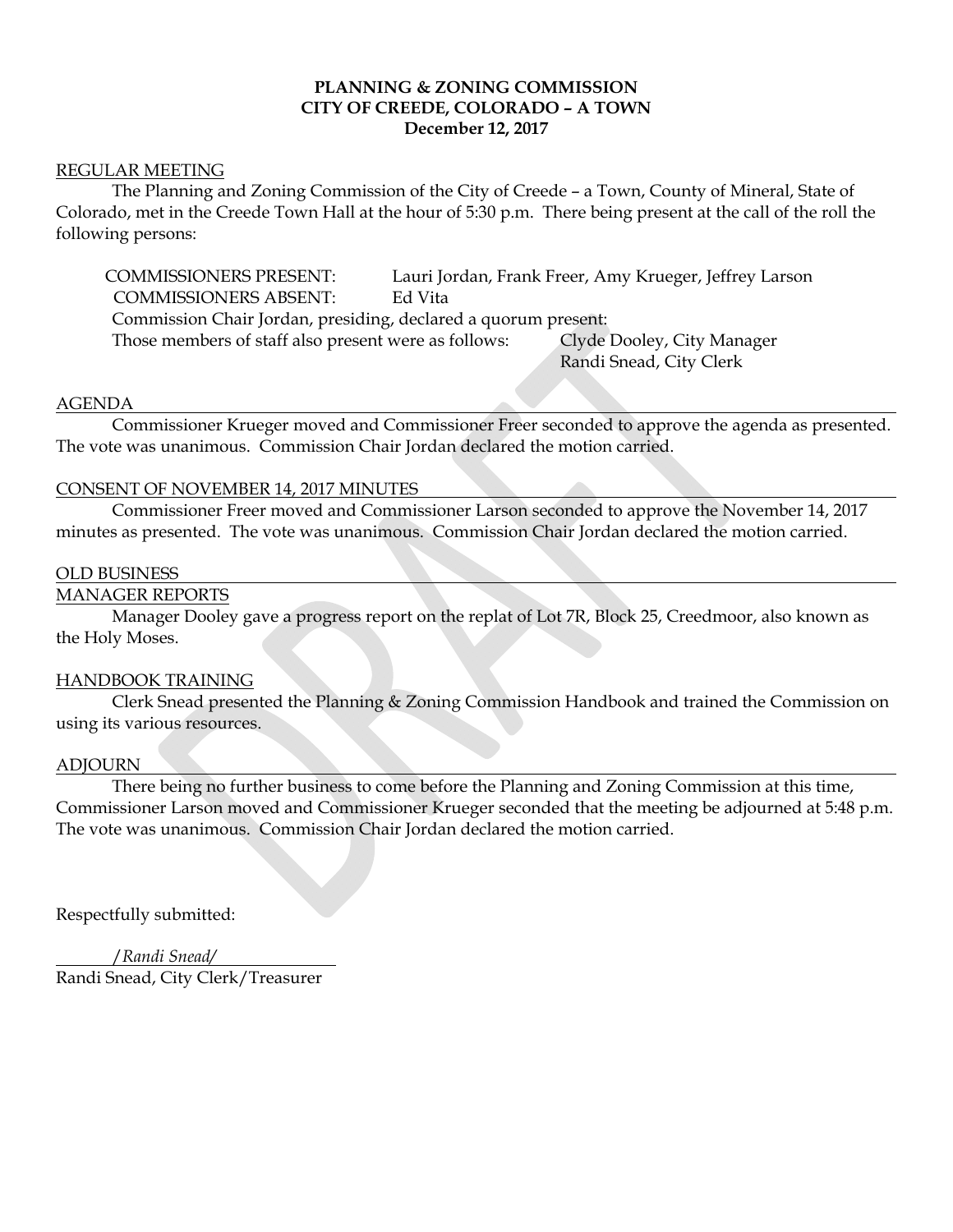**PLANNING & ZONING COMMISSION**
**CITY OF CREEDE, COLORADO – A TOWN**
**December 12, 2017**

REGULAR MEETING

The Planning and Zoning Commission of the City of Creede – a Town, County of Mineral, State of Colorado, met in the Creede Town Hall at the hour of 5:30 p.m. There being present at the call of the roll the following persons:

COMMISSIONERS PRESENT: Lauri Jordan, Frank Freer, Amy Krueger, Jeffrey Larson
COMMISSIONERS ABSENT: Ed Vita
Commission Chair Jordan, presiding, declared a quorum present:
Those members of staff also present were as follows: Clyde Dooley, City Manager
Randi Snead, City Clerk

AGENDA

Commissioner Krueger moved and Commissioner Freer seconded to approve the agenda as presented. The vote was unanimous. Commission Chair Jordan declared the motion carried.

CONSENT OF NOVEMBER 14, 2017 MINUTES

Commissioner Freer moved and Commissioner Larson seconded to approve the November 14, 2017 minutes as presented. The vote was unanimous. Commission Chair Jordan declared the motion carried.

OLD BUSINESS

MANAGER REPORTS

Manager Dooley gave a progress report on the replat of Lot 7R, Block 25, Creedmoor, also known as the Holy Moses.

HANDBOOK TRAINING

Clerk Snead presented the Planning & Zoning Commission Handbook and trained the Commission on using its various resources.

ADJOURN

There being no further business to come before the Planning and Zoning Commission at this time, Commissioner Larson moved and Commissioner Krueger seconded that the meeting be adjourned at 5:48 p.m. The vote was unanimous. Commission Chair Jordan declared the motion carried.

Respectfully submitted:

*/Randi Snead/*
Randi Snead, City Clerk/Treasurer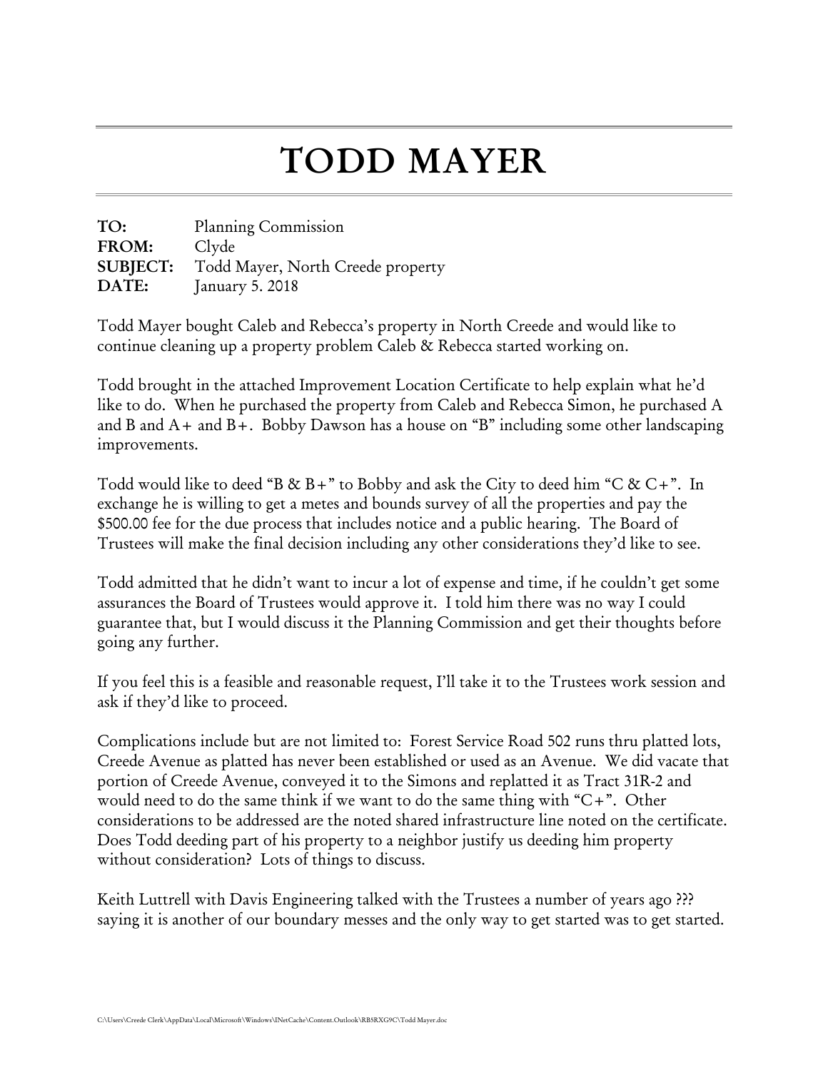# TODD MAYER

**TO:** Planning Commission
**FROM:** Clyde
**SUBJECT:** Todd Mayer, North Creede property
**DATE:** January 5. 2018

Todd Mayer bought Caleb and Rebecca's property in North Creede and would like to continue cleaning up a property problem Caleb & Rebecca started working on.

Todd brought in the attached Improvement Location Certificate to help explain what he'd like to do. When he purchased the property from Caleb and Rebecca Simon, he purchased A and B and A+ and B+. Bobby Dawson has a house on "B" including some other landscaping improvements.

Todd would like to deed "B & B+" to Bobby and ask the City to deed him "C & C+". In exchange he is willing to get a metes and bounds survey of all the properties and pay the $500.00 fee for the due process that includes notice and a public hearing. The Board of Trustees will make the final decision including any other considerations they'd like to see.

Todd admitted that he didn't want to incur a lot of expense and time, if he couldn't get some assurances the Board of Trustees would approve it. I told him there was no way I could guarantee that, but I would discuss it the Planning Commission and get their thoughts before going any further.

If you feel this is a feasible and reasonable request, I'll take it to the Trustees work session and ask if they'd like to proceed.

Complications include but are not limited to: Forest Service Road 502 runs thru platted lots, Creede Avenue as platted has never been established or used as an Avenue. We did vacate that portion of Creede Avenue, conveyed it to the Simons and replatted it as Tract 31R-2 and would need to do the same think if we want to do the same thing with "C+". Other considerations to be addressed are the noted shared infrastructure line noted on the certificate. Does Todd deeding part of his property to a neighbor justify us deeding him property without consideration? Lots of things to discuss.

Keith Luttrell with Davis Engineering talked with the Trustees a number of years ago ??? saying it is another of our boundary messes and the only way to get started was to get started.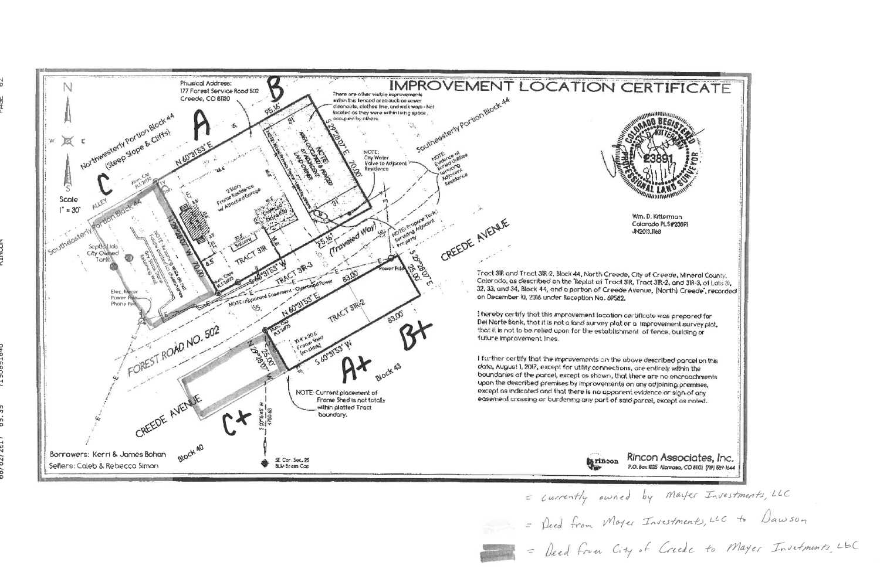# IMPROVEMENT LOCATION CERTIFICATE

Physical Address:
177 Forest Service Road 502
Creede, CO 81130

Scale
1" = 30'

Northwesterly Portion Block 44 (Steep Slope & Cliffs)

Southeasterly Portion Block 44

Southeasterly Portion Block 44

There are other visible improvements within the fenced area such as sewer cleanouts, clothes line, and walk ways - Not located as they were within living space, occupied by others.

NOTE: AREA OCCUPIED & FENCED BY ADJACENT LAND OWNER

NOTE: City Water Valve to Adjacent Residence

NOTE: Evidence of Buried Utilities Servicing Adjacent Residence

NOTE: Propane Tank Servicing Adjacent Property

NOTE: Apparent Easement - Overhead Power

NOTE: Current placement of Frame Shed is not totally within platted Tract boundary.

2 Story Frame Residence w/ Attached Garage

TRACT 3IR

TRACT 3IR-3

TRACT 3IR-2

10.4' x 20.6' Frame Shed (on skids)

Septic Lids City Owned Tank

Elec. Meter Power Pole Phone Ped.

Power Pole

(Traveled Way)

CREEDE AVENUE

FOREST ROAD NO. 502

CREEDE AVENUE

ALLEY

Block 43

Block 40

SE Cor. Sec. 25 BLM Brass Cap

N 60°31'53" E 95.16'

S 29°28'07" E 70.00'

N 29°28'07" W 70.00'

S 60°31'53" W 95.16'

S 29°28'07" E 25.00'

N 60°31'53" E 83.00'

S 60°31'53" W 83.00'

N 29°28'07" W 25.00'

S 02°15'45" W 4780.63'

A B C A+ B+ C+

Borrowers: Kerri & James Bohan
Sellers: Caleb & Rebecca Simon

Wm. D. Kitterman
Colorado PLS#23891
JN2013.1168

Tract 31R and Tract 31R-2, Block 44, North Creede, City of Creede, Mineral County, Colorado, as described on the "Replat of Tract 31R, Tract 31R-2, and 31R-3, of Lots 31, 32, 33, and 34, Block 44, and a portion of Creede Avenue, (North) Creede", recorded on December 10, 2016 under Reception No. 69582.

I hereby certify that this improvement location certificate was prepared for Del Norte Bank, that it is not a land survey plat or a improvement survey plat, that it is not to be relied upon for the establishment of fence, building or future improvement lines.

I further certify that the improvements on the above described parcel on this date, August 1, 2017, except for utility connections, are entirely within the boundaries of the parcel, except as shown, that there are no encroachments upon the described premises by improvements on any adjoining premises, except as indicated and that there is no apparent evidence or sign of any easement crossing or burdening any part of said parcel, except as noted.

Rincon Associates, Inc.
P.O. Box 1035 Alamosa, CO 81101 (719) 589-3644

= Currently owned by Mayer Investments, LLC

= Deed from Mayer Investments, LLC to Dawson

= Deed from City of Creede to Mayer Investments, LLC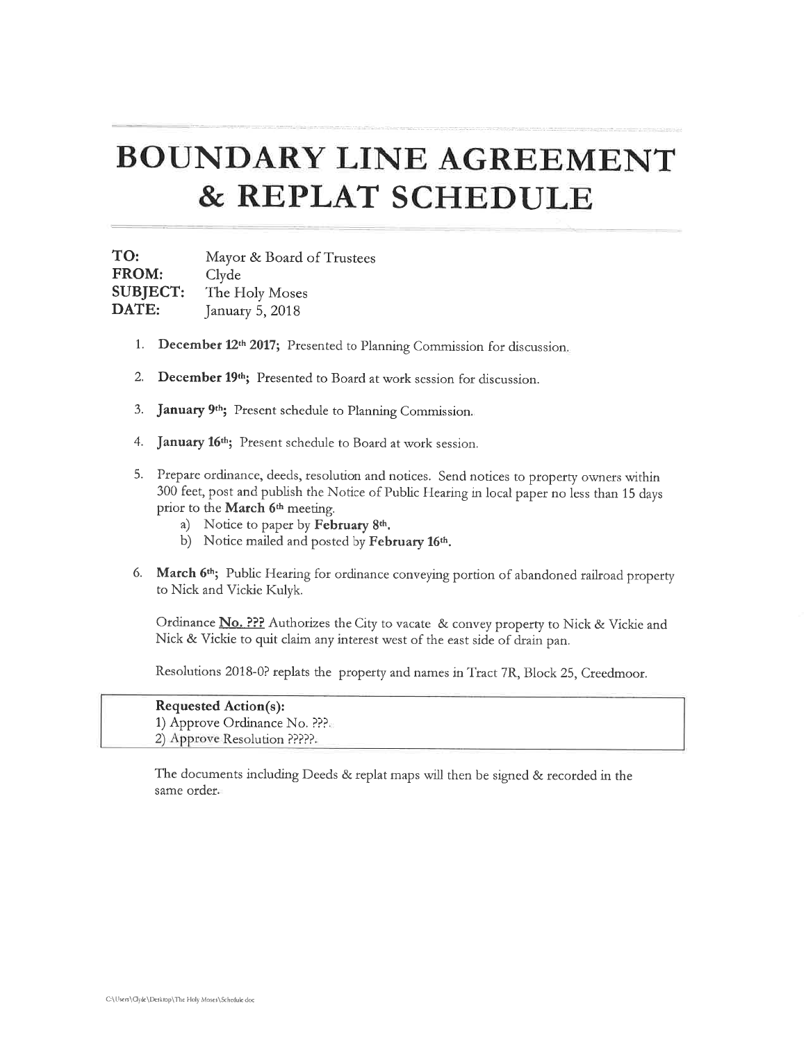# BOUNDARY LINE AGREEMENT & REPLAT SCHEDULE

**TO:** Mayor & Board of Trustees
**FROM:** Clyde
**SUBJECT:** The Holy Moses
**DATE:** January 5, 2018

1. **December 12th 2017;** Presented to Planning Commission for discussion.
2. **December 19th;** Presented to Board at work session for discussion.
3. **January 9th;** Present schedule to Planning Commission.
4. **January 16th;** Present schedule to Board at work session.
5. Prepare ordinance, deeds, resolution and notices. Send notices to property owners within 300 feet, post and publish the Notice of Public Hearing in local paper no less than 15 days prior to the **March 6th** meeting.
   a) Notice to paper by **February 8th.**
   b) Notice mailed and posted by **February 16th.**
6. **March 6th;** Public Hearing for ordinance conveying portion of abandoned railroad property to Nick and Vickie Kulyk.

   Ordinance **No. ???** Authorizes the City to vacate & convey property to Nick & Vickie and Nick & Vickie to quit claim any interest west of the east side of drain pan.

   Resolutions 2018-0? replats the property and names in Tract 7R, Block 25, Creedmoor.

**Requested Action(s):**
1) Approve Ordinance No. ???.
2) Approve Resolution ?????.

The documents including Deeds & replat maps will then be signed & recorded in the same order.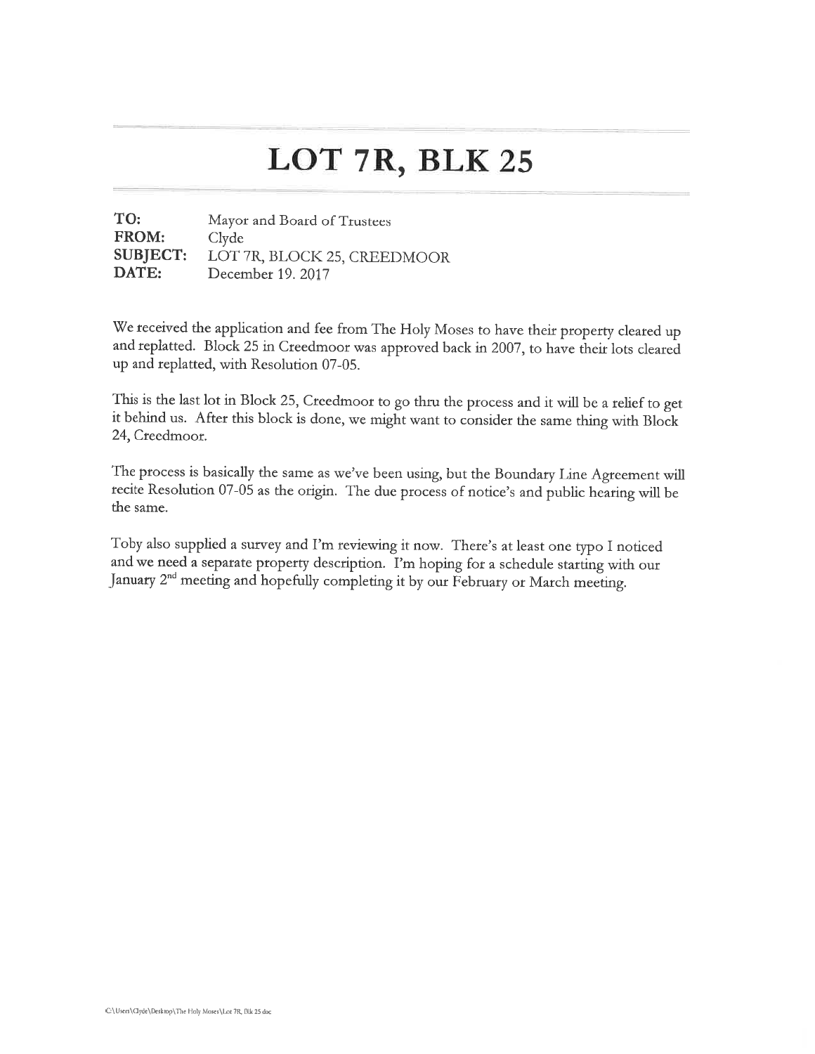# LOT 7R, BLK 25

**TO:** Mayor and Board of Trustees
**FROM:** Clyde
**SUBJECT:** LOT 7R, BLOCK 25, CREEDMOOR
**DATE:** December 19. 2017

We received the application and fee from The Holy Moses to have their property cleared up and replatted. Block 25 in Creedmoor was approved back in 2007, to have their lots cleared up and replatted, with Resolution 07-05.

This is the last lot in Block 25, Creedmoor to go thru the process and it will be a relief to get it behind us. After this block is done, we might want to consider the same thing with Block 24, Creedmoor.

The process is basically the same as we've been using, but the Boundary Line Agreement will recite Resolution 07-05 as the origin. The due process of notice's and public hearing will be the same.

Toby also supplied a survey and I'm reviewing it now. There's at least one typo I noticed and we need a separate property description. I'm hoping for a schedule starting with our January 2nd meeting and hopefully completing it by our February or March meeting.

C:\Users\Clyde\Desktop\The Holy Moses\Lot 7R, Blk 25.doc